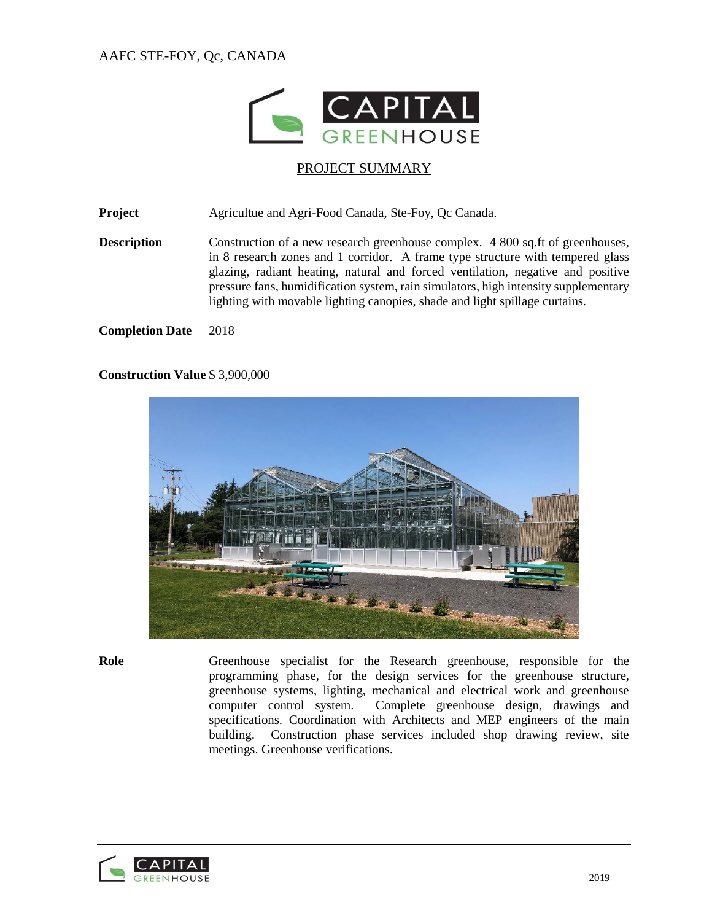AAFC STE-FOY, Qc, CANADA

CAPITAL GREENHOUSE

## PROJECT SUMMARY

**Project** Agricultue and Agri-Food Canada, Ste-Foy, Qc Canada.

**Description** Construction of a new research greenhouse complex. 4 800 sq.ft of greenhouses, in 8 research zones and 1 corridor. A frame type structure with tempered glass glazing, radiant heating, natural and forced ventilation, negative and positive pressure fans, humidification system, rain simulators, high intensity supplementary lighting with movable lighting canopies, shade and light spillage curtains.

**Completion Date** 2018

**Construction Value** $ 3,900,000

**Role** Greenhouse specialist for the Research greenhouse, responsible for the programming phase, for the design services for the greenhouse structure, greenhouse systems, lighting, mechanical and electrical work and greenhouse computer control system. Complete greenhouse design, drawings and specifications. Coordination with Architects and MEP engineers of the main building. Construction phase services included shop drawing review, site meetings. Greenhouse verifications.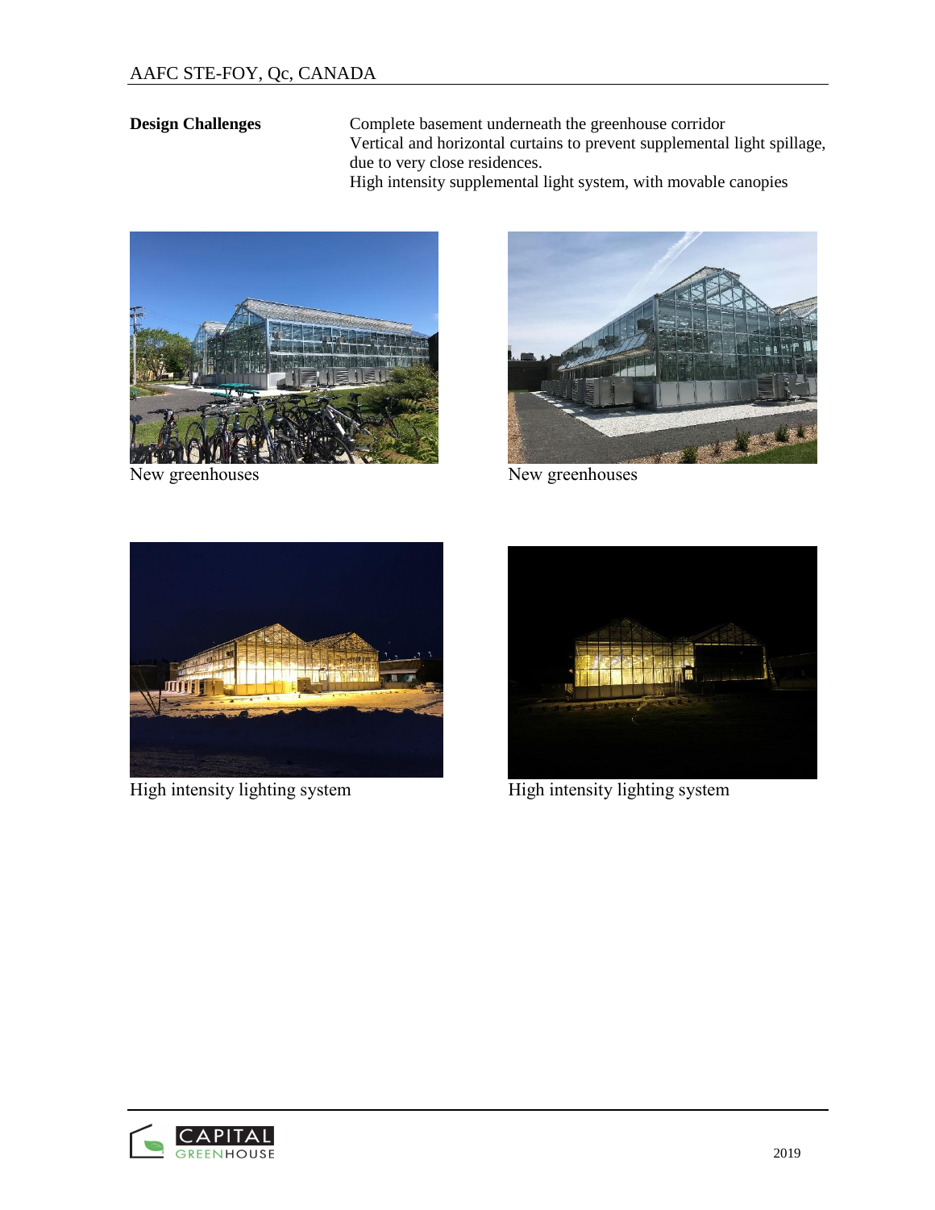## AAFC STE-FOY, Qc, CANADA

| **Design Challenges** | Complete basement underneath the greenhouse corridor<br>Vertical and horizontal curtains to prevent supplemental light spillage, due to very close residences.<br>High intensity supplemental light system, with movable canopies |
|---|---|

New greenhouses

New greenhouses

High intensity lighting system

High intensity lighting system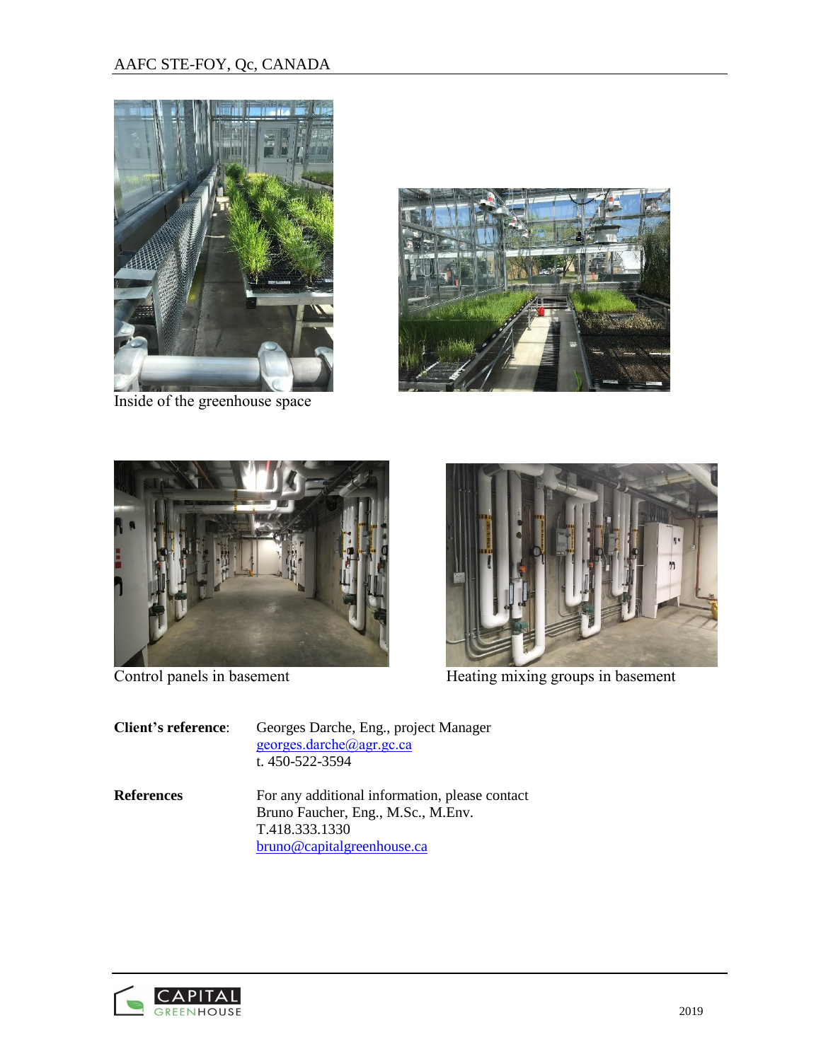Inside of the greenhouse space

Control panels in basement

Heating mixing groups in basement

**Client's reference**: Georges Darche, Eng., project Manager
georges.darche@agr.gc.ca
t. 450-522-3594

**References** For any additional information, please contact
Bruno Faucher, Eng., M.Sc., M.Env.
T.418.333.1330
bruno@capitalgreenhouse.ca